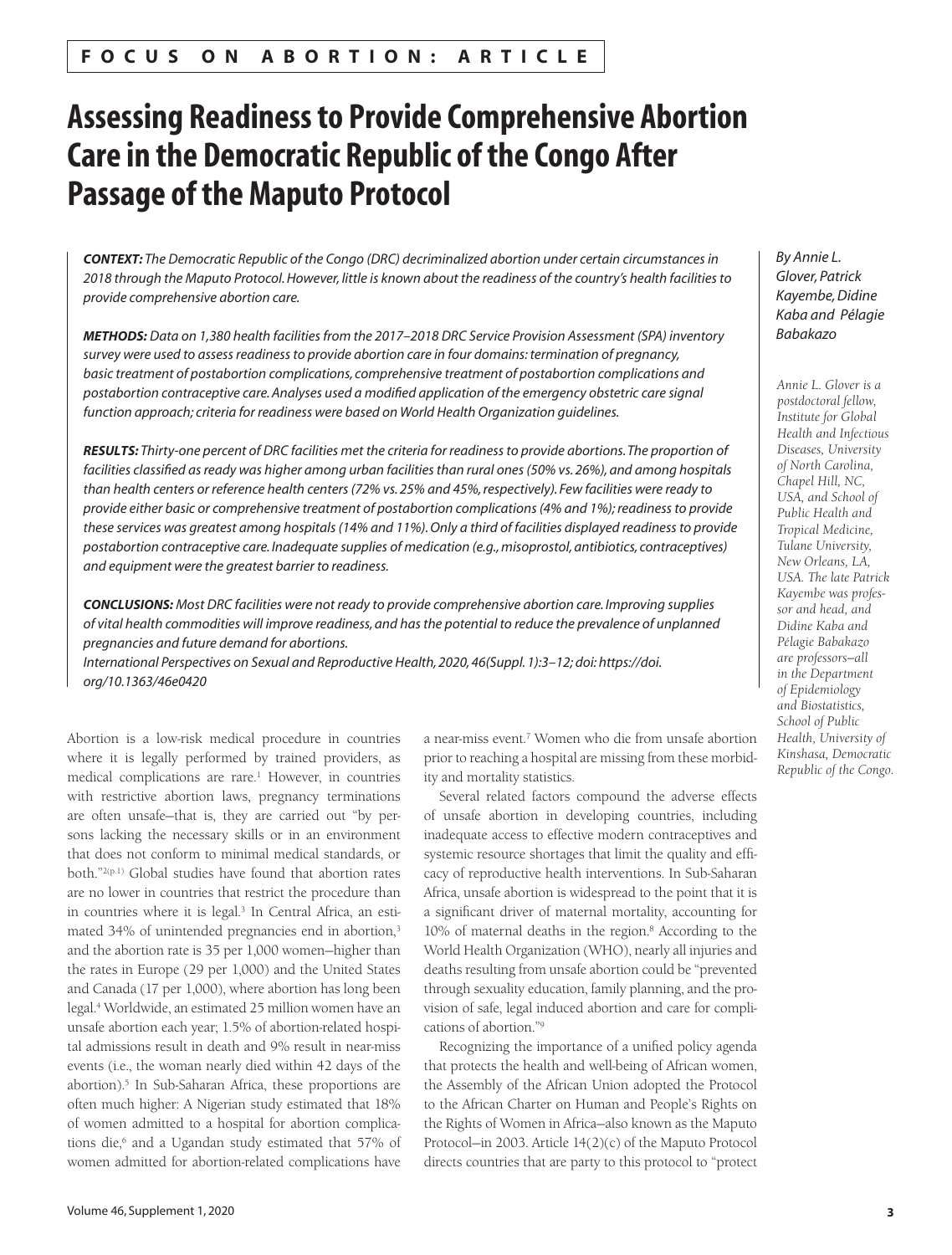**FOCUS ON ABORTION: ARTICLE**

# Assessing Readiness to Provide Comprehensive Abortion Care in the Democratic Republic of the Congo After Passage of the Maputo Protocol

*By Annie L. Glover, Patrick Kayembe, Didine Kaba and Pélagie Babakazo*

*Annie L. Glover is a postdoctoral fellow, Institute for Global Health and Infectious Diseases, University of North Carolina, Chapel Hill, NC, USA, and School of Public Health and Tropical Medicine, Tulane University, New Orleans, LA, USA. The late Patrick Kayembe was professor and head, and Didine Kaba and Pélagie Babakazo are professors—all in the Department of Epidemiology and Biostatistics, School of Public Health, University of Kinshasa, Democratic Republic of the Congo.*

***CONTEXT:*** *The Democratic Republic of the Congo (DRC) decriminalized abortion under certain circumstances in 2018 through the Maputo Protocol. However, little is known about the readiness of the country's health facilities to provide comprehensive abortion care.*

***METHODS:*** *Data on 1,380 health facilities from the 2017–2018 DRC Service Provision Assessment (SPA) inventory survey were used to assess readiness to provide abortion care in four domains: termination of pregnancy, basic treatment of postabortion complications, comprehensive treatment of postabortion complications and postabortion contraceptive care. Analyses used a modified application of the emergency obstetric care signal function approach; criteria for readiness were based on World Health Organization guidelines.*

***RESULTS:*** *Thirty-one percent of DRC facilities met the criteria for readiness to provide abortions. The proportion of facilities classified as ready was higher among urban facilities than rural ones (50% vs. 26%), and among hospitals than health centers or reference health centers (72% vs. 25% and 45%, respectively). Few facilities were ready to provide either basic or comprehensive treatment of postabortion complications (4% and 1%); readiness to provide these services was greatest among hospitals (14% and 11%). Only a third of facilities displayed readiness to provide postabortion contraceptive care. Inadequate supplies of medication (e.g., misoprostol, antibiotics, contraceptives) and equipment were the greatest barrier to readiness.*

***CONCLUSIONS:*** *Most DRC facilities were not ready to provide comprehensive abortion care. Improving supplies of vital health commodities will improve readiness, and has the potential to reduce the prevalence of unplanned pregnancies and future demand for abortions.*

*International Perspectives on Sexual and Reproductive Health, 2020, 46(Suppl. 1):3–12; doi: https://doi.org/10.1363/46e0420*

Abortion is a low-risk medical procedure in countries where it is legally performed by trained providers, as medical complications are rare.[1] However, in countries with restrictive abortion laws, pregnancy terminations are often unsafe—that is, they are carried out "by persons lacking the necessary skills or in an environment that does not conform to minimal medical standards, or both."[2(p.1)] Global studies have found that abortion rates are no lower in countries that restrict the procedure than in countries where it is legal.[3] In Central Africa, an estimated 34% of unintended pregnancies end in abortion,[3] and the abortion rate is 35 per 1,000 women—higher than the rates in Europe (29 per 1,000) and the United States and Canada (17 per 1,000), where abortion has long been legal.[4] Worldwide, an estimated 25 million women have an unsafe abortion each year; 1.5% of abortion-related hospital admissions result in death and 9% result in near-miss events (i.e., the woman nearly died within 42 days of the abortion).[5] In Sub-Saharan Africa, these proportions are often much higher: A Nigerian study estimated that 18% of women admitted to a hospital for abortion complications die,[6] and a Ugandan study estimated that 57% of women admitted for abortion-related complications have a near-miss event.[7] Women who die from unsafe abortion prior to reaching a hospital are missing from these morbidity and mortality statistics.

Several related factors compound the adverse effects of unsafe abortion in developing countries, including inadequate access to effective modern contraceptives and systemic resource shortages that limit the quality and efficacy of reproductive health interventions. In Sub-Saharan Africa, unsafe abortion is widespread to the point that it is a significant driver of maternal mortality, accounting for 10% of maternal deaths in the region.[8] According to the World Health Organization (WHO), nearly all injuries and deaths resulting from unsafe abortion could be "prevented through sexuality education, family planning, and the provision of safe, legal induced abortion and care for complications of abortion."[9]

Recognizing the importance of a unified policy agenda that protects the health and well-being of African women, the Assembly of the African Union adopted the Protocol to the African Charter on Human and People's Rights on the Rights of Women in Africa—also known as the Maputo Protocol—in 2003. Article 14(2)(c) of the Maputo Protocol directs countries that are party to this protocol to "protect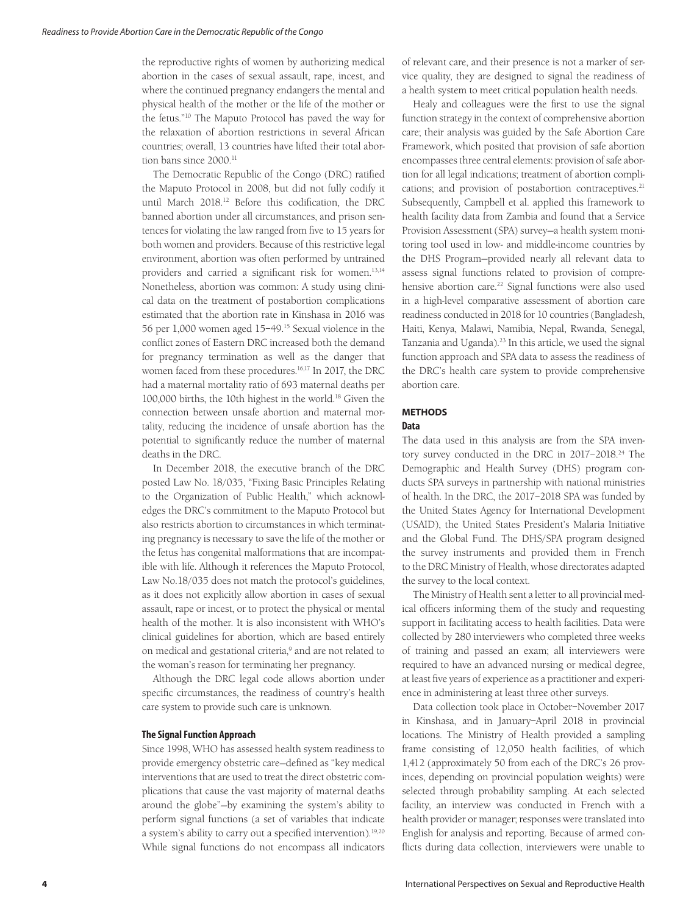the reproductive rights of women by authorizing medical abortion in the cases of sexual assault, rape, incest, and where the continued pregnancy endangers the mental and physical health of the mother or the life of the mother or the fetus."[10] The Maputo Protocol has paved the way for the relaxation of abortion restrictions in several African countries; overall, 13 countries have lifted their total abortion bans since 2000.[11]

The Democratic Republic of the Congo (DRC) ratified the Maputo Protocol in 2008, but did not fully codify it until March 2018.[12] Before this codification, the DRC banned abortion under all circumstances, and prison sentences for violating the law ranged from five to 15 years for both women and providers. Because of this restrictive legal environment, abortion was often performed by untrained providers and carried a significant risk for women.[13,14] Nonetheless, abortion was common: A study using clinical data on the treatment of postabortion complications estimated that the abortion rate in Kinshasa in 2016 was 56 per 1,000 women aged 15–49.[15] Sexual violence in the conflict zones of Eastern DRC increased both the demand for pregnancy termination as well as the danger that women faced from these procedures.[16,17] In 2017, the DRC had a maternal mortality ratio of 693 maternal deaths per 100,000 births, the 10th highest in the world.[18] Given the connection between unsafe abortion and maternal mortality, reducing the incidence of unsafe abortion has the potential to significantly reduce the number of maternal deaths in the DRC.

In December 2018, the executive branch of the DRC posted Law No. 18/035, "Fixing Basic Principles Relating to the Organization of Public Health," which acknowledges the DRC's commitment to the Maputo Protocol but also restricts abortion to circumstances in which terminating pregnancy is necessary to save the life of the mother or the fetus has congenital malformations that are incompatible with life. Although it references the Maputo Protocol, Law No.18/035 does not match the protocol's guidelines, as it does not explicitly allow abortion in cases of sexual assault, rape or incest, or to protect the physical or mental health of the mother. It is also inconsistent with WHO's clinical guidelines for abortion, which are based entirely on medical and gestational criteria,[9] and are not related to the woman's reason for terminating her pregnancy.

Although the DRC legal code allows abortion under specific circumstances, the readiness of country's health care system to provide such care is unknown.

### The Signal Function Approach

Since 1998, WHO has assessed health system readiness to provide emergency obstetric care—defined as "key medical interventions that are used to treat the direct obstetric complications that cause the vast majority of maternal deaths around the globe"—by examining the system's ability to perform signal functions (a set of variables that indicate a system's ability to carry out a specified intervention).[19,20] While signal functions do not encompass all indicators of relevant care, and their presence is not a marker of service quality, they are designed to signal the readiness of a health system to meet critical population health needs.

Healy and colleagues were the first to use the signal function strategy in the context of comprehensive abortion care; their analysis was guided by the Safe Abortion Care Framework, which posited that provision of safe abortion encompasses three central elements: provision of safe abortion for all legal indications; treatment of abortion complications; and provision of postabortion contraceptives.[21] Subsequently, Campbell et al. applied this framework to health facility data from Zambia and found that a Service Provision Assessment (SPA) survey—a health system monitoring tool used in low- and middle-income countries by the DHS Program—provided nearly all relevant data to assess signal functions related to provision of comprehensive abortion care.[22] Signal functions were also used in a high-level comparative assessment of abortion care readiness conducted in 2018 for 10 countries (Bangladesh, Haiti, Kenya, Malawi, Namibia, Nepal, Rwanda, Senegal, Tanzania and Uganda).[23] In this article, we used the signal function approach and SPA data to assess the readiness of the DRC's health care system to provide comprehensive abortion care.

## METHODS

### Data

The data used in this analysis are from the SPA inventory survey conducted in the DRC in 2017–2018.[24] The Demographic and Health Survey (DHS) program conducts SPA surveys in partnership with national ministries of health. In the DRC, the 2017–2018 SPA was funded by the United States Agency for International Development (USAID), the United States President's Malaria Initiative and the Global Fund. The DHS/SPA program designed the survey instruments and provided them in French to the DRC Ministry of Health, whose directorates adapted the survey to the local context.

The Ministry of Health sent a letter to all provincial medical officers informing them of the study and requesting support in facilitating access to health facilities. Data were collected by 280 interviewers who completed three weeks of training and passed an exam; all interviewers were required to have an advanced nursing or medical degree, at least five years of experience as a practitioner and experience in administering at least three other surveys.

Data collection took place in October–November 2017 in Kinshasa, and in January–April 2018 in provincial locations. The Ministry of Health provided a sampling frame consisting of 12,050 health facilities, of which 1,412 (approximately 50 from each of the DRC's 26 provinces, depending on provincial population weights) were selected through probability sampling. At each selected facility, an interview was conducted in French with a health provider or manager; responses were translated into English for analysis and reporting. Because of armed conflicts during data collection, interviewers were unable to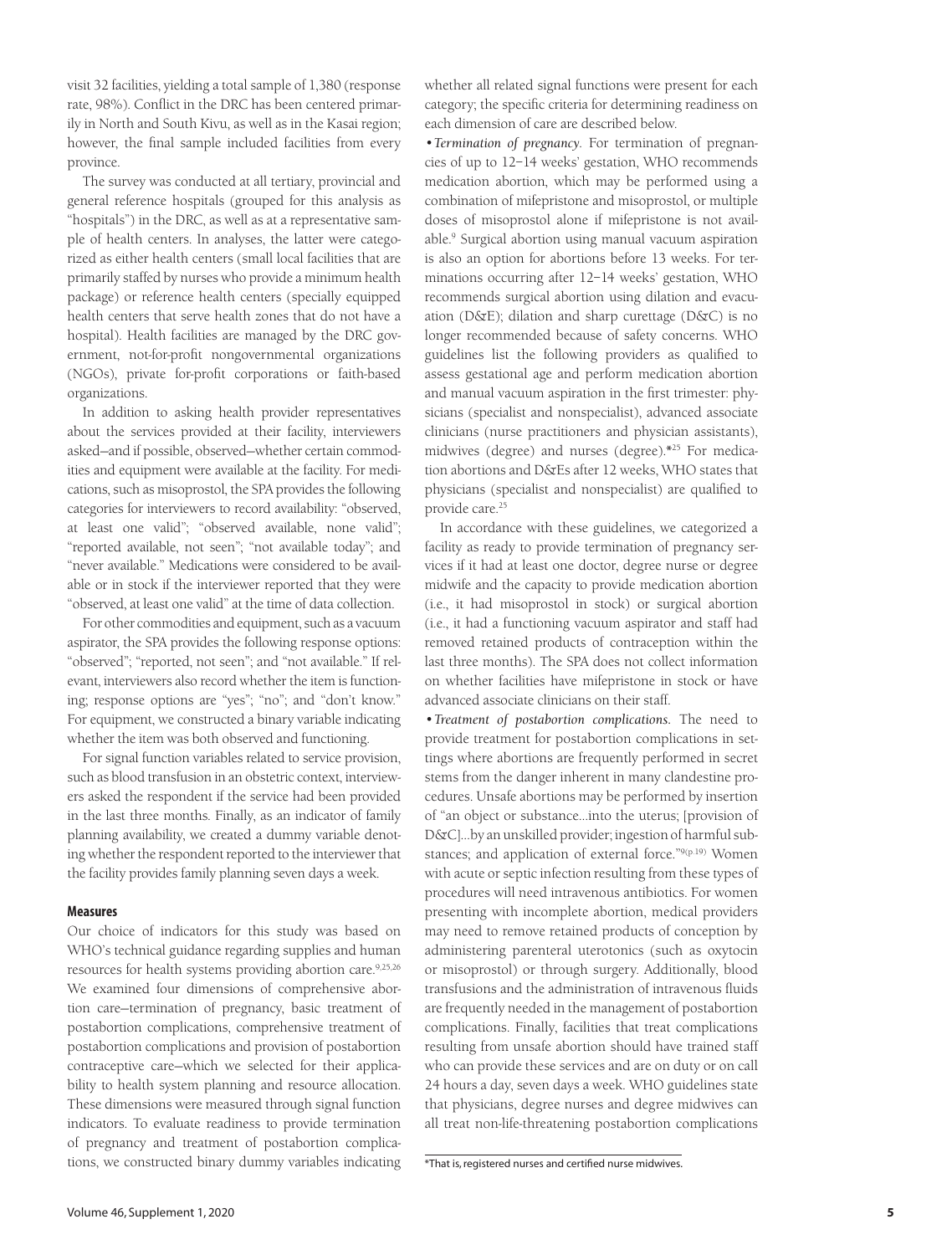visit 32 facilities, yielding a total sample of 1,380 (response rate, 98%). Conflict in the DRC has been centered primarily in North and South Kivu, as well as in the Kasai region; however, the final sample included facilities from every province.

The survey was conducted at all tertiary, provincial and general reference hospitals (grouped for this analysis as "hospitals") in the DRC, as well as at a representative sample of health centers. In analyses, the latter were categorized as either health centers (small local facilities that are primarily staffed by nurses who provide a minimum health package) or reference health centers (specially equipped health centers that serve health zones that do not have a hospital). Health facilities are managed by the DRC government, not-for-profit nongovernmental organizations (NGOs), private for-profit corporations or faith-based organizations.

In addition to asking health provider representatives about the services provided at their facility, interviewers asked—and if possible, observed—whether certain commodities and equipment were available at the facility. For medications, such as misoprostol, the SPA provides the following categories for interviewers to record availability: "observed, at least one valid"; "observed available, none valid"; "reported available, not seen"; "not available today"; and "never available." Medications were considered to be available or in stock if the interviewer reported that they were "observed, at least one valid" at the time of data collection.

For other commodities and equipment, such as a vacuum aspirator, the SPA provides the following response options: "observed"; "reported, not seen"; and "not available." If relevant, interviewers also record whether the item is functioning; response options are "yes"; "no"; and "don't know." For equipment, we constructed a binary variable indicating whether the item was both observed and functioning.

For signal function variables related to service provision, such as blood transfusion in an obstetric context, interviewers asked the respondent if the service had been provided in the last three months. Finally, as an indicator of family planning availability, we created a dummy variable denoting whether the respondent reported to the interviewer that the facility provides family planning seven days a week.

### Measures

Our choice of indicators for this study was based on WHO's technical guidance regarding supplies and human resources for health systems providing abortion care.[9,25,26] We examined four dimensions of comprehensive abortion care—termination of pregnancy, basic treatment of postabortion complications, comprehensive treatment of postabortion complications and provision of postabortion contraceptive care—which we selected for their applicability to health system planning and resource allocation. These dimensions were measured through signal function indicators. To evaluate readiness to provide termination of pregnancy and treatment of postabortion complications, we constructed binary dummy variables indicating whether all related signal functions were present for each category; the specific criteria for determining readiness on each dimension of care are described below.

•*Termination of pregnancy*. For termination of pregnancies of up to 12–14 weeks' gestation, WHO recommends medication abortion, which may be performed using a combination of mifepristone and misoprostol, or multiple doses of misoprostol alone if mifepristone is not available.[9] Surgical abortion using manual vacuum aspiration is also an option for abortions before 13 weeks. For terminations occurring after 12–14 weeks' gestation, WHO recommends surgical abortion using dilation and evacuation (D&E); dilation and sharp curettage (D&C) is no longer recommended because of safety concerns. WHO guidelines list the following providers as qualified to assess gestational age and perform medication abortion and manual vacuum aspiration in the first trimester: physicians (specialist and nonspecialist), advanced associate clinicians (nurse practitioners and physician assistants), midwives (degree) and nurses (degree).*[25] For medication abortions and D&Es after 12 weeks, WHO states that physicians (specialist and nonspecialist) are qualified to provide care.[25]

In accordance with these guidelines, we categorized a facility as ready to provide termination of pregnancy services if it had at least one doctor, degree nurse or degree midwife and the capacity to provide medication abortion (i.e., it had misoprostol in stock) or surgical abortion (i.e., it had a functioning vacuum aspirator and staff had removed retained products of contraception within the last three months). The SPA does not collect information on whether facilities have mifepristone in stock or have advanced associate clinicians on their staff.

•*Treatment of postabortion complications.* The need to provide treatment for postabortion complications in settings where abortions are frequently performed in secret stems from the danger inherent in many clandestine procedures. Unsafe abortions may be performed by insertion of "an object or substance...into the uterus; [provision of D&C]...by an unskilled provider; ingestion of harmful substances; and application of external force."[9(p.19)] Women with acute or septic infection resulting from these types of procedures will need intravenous antibiotics. For women presenting with incomplete abortion, medical providers may need to remove retained products of conception by administering parenteral uterotonics (such as oxytocin or misoprostol) or through surgery. Additionally, blood transfusions and the administration of intravenous fluids are frequently needed in the management of postabortion complications. Finally, facilities that treat complications resulting from unsafe abortion should have trained staff who can provide these services and are on duty or on call 24 hours a day, seven days a week. WHO guidelines state that physicians, degree nurses and degree midwives can all treat non-life-threatening postabortion complications

*That is, registered nurses and certified nurse midwives.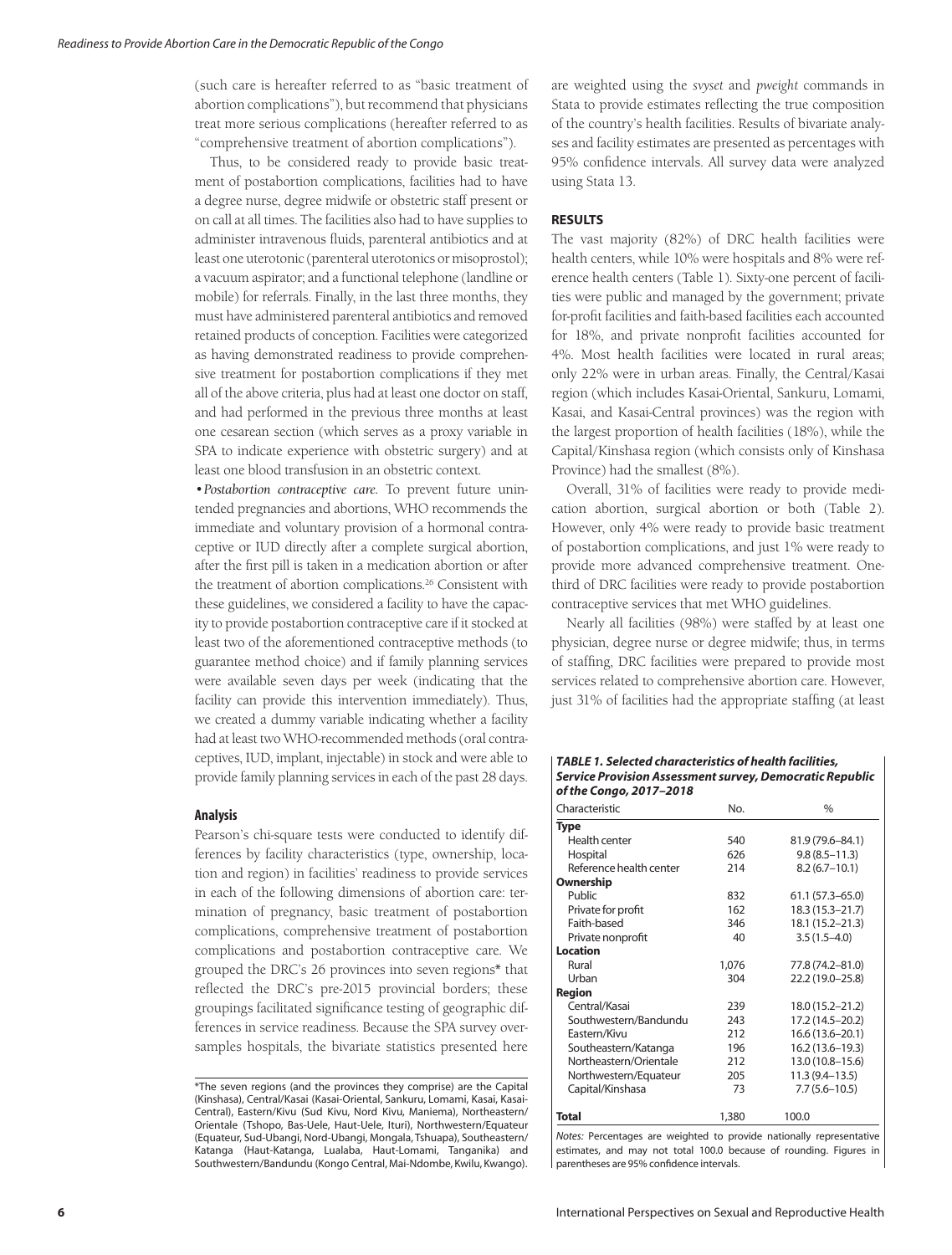(such care is hereafter referred to as "basic treatment of abortion complications"), but recommend that physicians treat more serious complications (hereafter referred to as "comprehensive treatment of abortion complications").

Thus, to be considered ready to provide basic treatment of postabortion complications, facilities had to have a degree nurse, degree midwife or obstetric staff present or on call at all times. The facilities also had to have supplies to administer intravenous fluids, parenteral antibiotics and at least one uterotonic (parenteral uterotonics or misoprostol); a vacuum aspirator; and a functional telephone (landline or mobile) for referrals. Finally, in the last three months, they must have administered parenteral antibiotics and removed retained products of conception. Facilities were categorized as having demonstrated readiness to provide comprehensive treatment for postabortion complications if they met all of the above criteria, plus had at least one doctor on staff, and had performed in the previous three months at least one cesarean section (which serves as a proxy variable in SPA to indicate experience with obstetric surgery) and at least one blood transfusion in an obstetric context.

• *Postabortion contraceptive care.* To prevent future unintended pregnancies and abortions, WHO recommends the immediate and voluntary provision of a hormonal contraceptive or IUD directly after a complete surgical abortion, after the first pill is taken in a medication abortion or after the treatment of abortion complications.[26] Consistent with these guidelines, we considered a facility to have the capacity to provide postabortion contraceptive care if it stocked at least two of the aforementioned contraceptive methods (to guarantee method choice) and if family planning services were available seven days per week (indicating that the facility can provide this intervention immediately). Thus, we created a dummy variable indicating whether a facility had at least two WHO-recommended methods (oral contraceptives, IUD, implant, injectable) in stock and were able to provide family planning services in each of the past 28 days.

### Analysis

Pearson's chi-square tests were conducted to identify differences by facility characteristics (type, ownership, location and region) in facilities' readiness to provide services in each of the following dimensions of abortion care: termination of pregnancy, basic treatment of postabortion complications, comprehensive treatment of postabortion complications and postabortion contraceptive care. We grouped the DRC's 26 provinces into seven regions* that reflected the DRC's pre-2015 provincial borders; these groupings facilitated significance testing of geographic differences in service readiness. Because the SPA survey oversamples hospitals, the bivariate statistics presented here are weighted using the *svyset* and *pweight* commands in Stata to provide estimates reflecting the true composition of the country's health facilities. Results of bivariate analyses and facility estimates are presented as percentages with 95% confidence intervals. All survey data were analyzed using Stata 13.

*The seven regions (and the provinces they comprise) are the Capital (Kinshasa), Central/Kasai (Kasai-Oriental, Sankuru, Lomami, Kasai, Kasai-Central), Eastern/Kivu (Sud Kivu, Nord Kivu, Maniema), Northeastern/Orientale (Tshopo, Bas-Uele, Haut-Uele, Ituri), Northwestern/Equateur (Equateur, Sud-Ubangi, Nord-Ubangi, Mongala, Tshuapa), Southeastern/Katanga (Haut-Katanga, Lualaba, Haut-Lomami, Tanganika) and Southwestern/Bandundu (Kongo Central, Mai-Ndombe, Kwilu, Kwango).

## RESULTS

The vast majority (82%) of DRC health facilities were health centers, while 10% were hospitals and 8% were reference health centers (Table 1). Sixty-one percent of facilities were public and managed by the government; private for-profit facilities and faith-based facilities each accounted for 18%, and private nonprofit facilities accounted for 4%. Most health facilities were located in rural areas; only 22% were in urban areas. Finally, the Central/Kasai region (which includes Kasai-Oriental, Sankuru, Lomami, Kasai, and Kasai-Central provinces) was the region with the largest proportion of health facilities (18%), while the Capital/Kinshasa region (which consists only of Kinshasa Province) had the smallest (8%).

Overall, 31% of facilities were ready to provide medication abortion, surgical abortion or both (Table 2). However, only 4% were ready to provide basic treatment of postabortion complications, and just 1% were ready to provide more advanced comprehensive treatment. One-third of DRC facilities were ready to provide postabortion contraceptive services that met WHO guidelines.

Nearly all facilities (98%) were staffed by at least one physician, degree nurse or degree midwife; thus, in terms of staffing, DRC facilities were prepared to provide most services related to comprehensive abortion care. However, just 31% of facilities had the appropriate staffing (at least

***TABLE 1. Selected characteristics of health facilities, Service Provision Assessment survey, Democratic Republic of the Congo, 2017–2018***

| Characteristic | No. | % |
|---|---|---|
| **Type** | | |
| Health center | 540 | 81.9 (79.6–84.1) |
| Hospital | 626 | 9.8 (8.5–11.3) |
| Reference health center | 214 | 8.2 (6.7–10.1) |
| **Ownership** | | |
| Public | 832 | 61.1 (57.3–65.0) |
| Private for profit | 162 | 18.3 (15.3–21.7) |
| Faith-based | 346 | 18.1 (15.2–21.3) |
| Private nonprofit | 40 | 3.5 (1.5–4.0) |
| **Location** | | |
| Rural | 1,076 | 77.8 (74.2–81.0) |
| Urban | 304 | 22.2 (19.0–25.8) |
| **Region** | | |
| Central/Kasai | 239 | 18.0 (15.2–21.2) |
| Southwestern/Bandundu | 243 | 17.2 (14.5–20.2) |
| Eastern/Kivu | 212 | 16.6 (13.6–20.1) |
| Southeastern/Katanga | 196 | 16.2 (13.6–19.3) |
| Northeastern/Orientale | 212 | 13.0 (10.8–15.6) |
| Northwestern/Equateur | 205 | 11.3 (9.4–13.5) |
| Capital/Kinshasa | 73 | 7.7 (5.6–10.5) |
| **Total** | 1,380 | 100.0 |

*Notes:* Percentages are weighted to provide nationally representative estimates, and may not total 100.0 because of rounding. Figures in parentheses are 95% confidence intervals.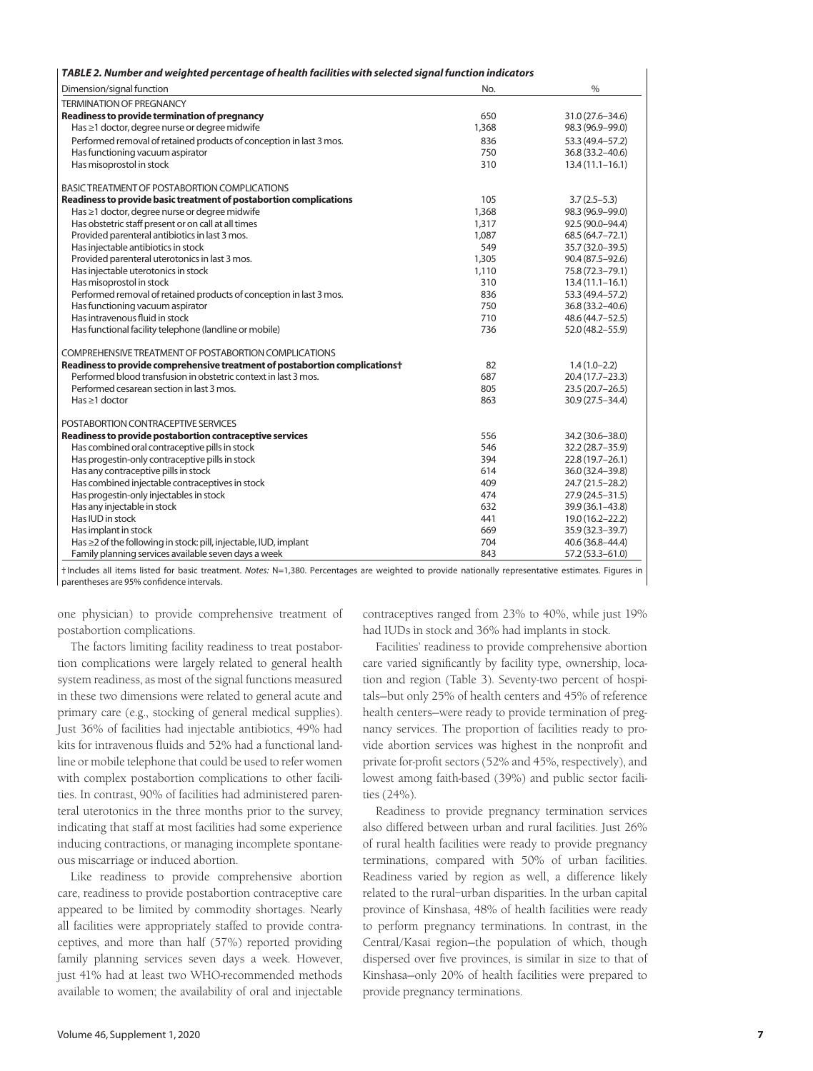**TABLE 2. Number and weighted percentage of health facilities with selected signal function indicators**

| Dimension/signal function | No. | % |
|---|---|---|
| TERMINATION OF PREGNANCY | | |
| **Readiness to provide termination of pregnancy** | 650 | 31.0 (27.6–34.6) |
| Has ≥1 doctor, degree nurse or degree midwife | 1,368 | 98.3 (96.9–99.0) |
| Performed removal of retained products of conception in last 3 mos. | 836 | 53.3 (49.4–57.2) |
| Has functioning vacuum aspirator | 750 | 36.8 (33.2–40.6) |
| Has misoprostol in stock | 310 | 13.4 (11.1–16.1) |
| BASIC TREATMENT OF POSTABORTION COMPLICATIONS | | |
| **Readiness to provide basic treatment of postabortion complications** | 105 | 3.7 (2.5–5.3) |
| Has ≥1 doctor, degree nurse or degree midwife | 1,368 | 98.3 (96.9–99.0) |
| Has obstetric staff present or on call at all times | 1,317 | 92.5 (90.0–94.4) |
| Provided parenteral antibiotics in last 3 mos. | 1,087 | 68.5 (64.7–72.1) |
| Has injectable antibiotics in stock | 549 | 35.7 (32.0–39.5) |
| Provided parenteral uterotonics in last 3 mos. | 1,305 | 90.4 (87.5–92.6) |
| Has injectable uterotonics in stock | 1,110 | 75.8 (72.3–79.1) |
| Has misoprostol in stock | 310 | 13.4 (11.1–16.1) |
| Performed removal of retained products of conception in last 3 mos. | 836 | 53.3 (49.4–57.2) |
| Has functioning vacuum aspirator | 750 | 36.8 (33.2–40.6) |
| Has intravenous fluid in stock | 710 | 48.6 (44.7–52.5) |
| Has functional facility telephone (landline or mobile) | 736 | 52.0 (48.2–55.9) |
| COMPREHENSIVE TREATMENT OF POSTABORTION COMPLICATIONS | | |
| **Readiness to provide comprehensive treatment of postabortion complications†** | 82 | 1.4 (1.0–2.2) |
| Performed blood transfusion in obstetric context in last 3 mos. | 687 | 20.4 (17.7–23.3) |
| Performed cesarean section in last 3 mos. | 805 | 23.5 (20.7–26.5) |
| Has ≥1 doctor | 863 | 30.9 (27.5–34.4) |
| POSTABORTION CONTRACEPTIVE SERVICES | | |
| **Readiness to provide postabortion contraceptive services** | 556 | 34.2 (30.6–38.0) |
| Has combined oral contraceptive pills in stock | 546 | 32.2 (28.7–35.9) |
| Has progestin-only contraceptive pills in stock | 394 | 22.8 (19.7–26.1) |
| Has any contraceptive pills in stock | 614 | 36.0 (32.4–39.8) |
| Has combined injectable contraceptives in stock | 409 | 24.7 (21.5–28.2) |
| Has progestin-only injectables in stock | 474 | 27.9 (24.5–31.5) |
| Has any injectable in stock | 632 | 39.9 (36.1–43.8) |
| Has IUD in stock | 441 | 19.0 (16.2–22.2) |
| Has implant in stock | 669 | 35.9 (32.3–39.7) |
| Has ≥2 of the following in stock: pill, injectable, IUD, implant | 704 | 40.6 (36.8–44.4) |
| Family planning services available seven days a week | 843 | 57.2 (53.3–61.0) |

†Includes all items listed for basic treatment. *Notes:* N=1,380. Percentages are weighted to provide nationally representative estimates. Figures in parentheses are 95% confidence intervals.

one physician) to provide comprehensive treatment of postabortion complications.

The factors limiting facility readiness to treat postabortion complications were largely related to general health system readiness, as most of the signal functions measured in these two dimensions were related to general acute and primary care (e.g., stocking of general medical supplies). Just 36% of facilities had injectable antibiotics, 49% had kits for intravenous fluids and 52% had a functional landline or mobile telephone that could be used to refer women with complex postabortion complications to other facilities. In contrast, 90% of facilities had administered parenteral uterotonics in the three months prior to the survey, indicating that staff at most facilities had some experience inducing contractions, or managing incomplete spontaneous miscarriage or induced abortion.

Like readiness to provide comprehensive abortion care, readiness to provide postabortion contraceptive care appeared to be limited by commodity shortages. Nearly all facilities were appropriately staffed to provide contraceptives, and more than half (57%) reported providing family planning services seven days a week. However, just 41% had at least two WHO-recommended methods available to women; the availability of oral and injectable contraceptives ranged from 23% to 40%, while just 19% had IUDs in stock and 36% had implants in stock.

Facilities' readiness to provide comprehensive abortion care varied significantly by facility type, ownership, location and region (Table 3). Seventy-two percent of hospitals—but only 25% of health centers and 45% of reference health centers—were ready to provide termination of pregnancy services. The proportion of facilities ready to provide abortion services was highest in the nonprofit and private for-profit sectors (52% and 45%, respectively), and lowest among faith-based (39%) and public sector facilities (24%).

Readiness to provide pregnancy termination services also differed between urban and rural facilities. Just 26% of rural health facilities were ready to provide pregnancy terminations, compared with 50% of urban facilities. Readiness varied by region as well, a difference likely related to the rural–urban disparities. In the urban capital province of Kinshasa, 48% of health facilities were ready to perform pregnancy terminations. In contrast, in the Central/Kasai region—the population of which, though dispersed over five provinces, is similar in size to that of Kinshasa—only 20% of health facilities were prepared to provide pregnancy terminations.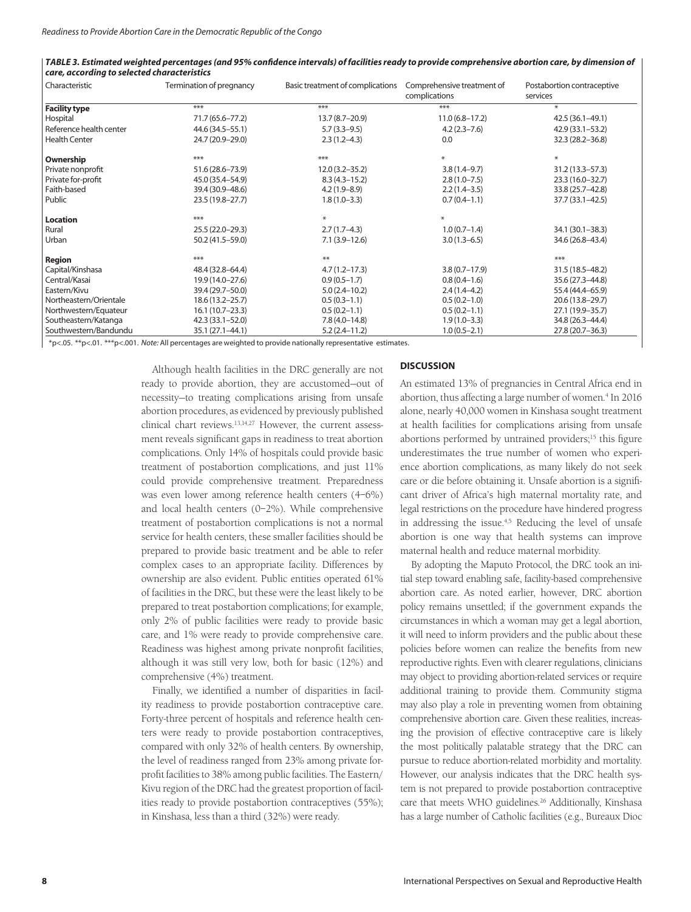***TABLE 3. Estimated weighted percentages (and 95% confidence intervals) of facilities ready to provide comprehensive abortion care, by dimension of care, according to selected characteristics***

| Characteristic | Termination of pregnancy | Basic treatment of complications | Comprehensive treatment of complications | Postabortion contraceptive services |
|---|---|---|---|---|
| **Facility type** | *** | *** | *** | * |
| Hospital | 71.7 (65.6–77.2) | 13.7 (8.7–20.9) | 11.0 (6.8–17.2) | 42.5 (36.1–49.1) |
| Reference health center | 44.6 (34.5–55.1) | 5.7 (3.3–9.5) | 4.2 (2.3–7.6) | 42.9 (33.1–53.2) |
| Health Center | 24.7 (20.9–29.0) | 2.3 (1.2–4.3) | 0.0 | 32.3 (28.2–36.8) |
| **Ownership** | *** | *** | * | * |
| Private nonprofit | 51.6 (28.6–73.9) | 12.0 (3.2–35.2) | 3.8 (1.4–9.7) | 31.2 (13.3–57.3) |
| Private for-profit | 45.0 (35.4–54.9) | 8.3 (4.3–15.2) | 2.8 (1.0–7.5) | 23.3 (16.0–32.7) |
| Faith-based | 39.4 (30.9–48.6) | 4.2 (1.9–8.9) | 2.2 (1.4–3.5) | 33.8 (25.7–42.8) |
| Public | 23.5 (19.8–27.7) | 1.8 (1.0–3.3) | 0.7 (0.4–1.1) | 37.7 (33.1–42.5) |
| **Location** | *** | * | * | |
| Rural | 25.5 (22.0–29.3) | 2.7 (1.7–4.3) | 1.0 (0.7–1.4) | 34.1 (30.1–38.3) |
| Urban | 50.2 (41.5–59.0) | 7.1 (3.9–12.6) | 3.0 (1.3–6.5) | 34.6 (26.8–43.4) |
| **Region** | *** | ** | | *** |
| Capital/Kinshasa | 48.4 (32.8–64.4) | 4.7 (1.2–17.3) | 3.8 (0.7–17.9) | 31.5 (18.5–48.2) |
| Central/Kasai | 19.9 (14.0–27.6) | 0.9 (0.5–1.7) | 0.8 (0.4–1.6) | 35.6 (27.3–44.8) |
| Eastern/Kivu | 39.4 (29.7–50.0) | 5.0 (2.4–10.2) | 2.4 (1.4–4.2) | 55.4 (44.4–65.9) |
| Northeastern/Orientale | 18.6 (13.2–25.7) | 0.5 (0.3–1.1) | 0.5 (0.2–1.0) | 20.6 (13.8–29.7) |
| Northwestern/Equateur | 16.1 (10.7–23.3) | 0.5 (0.2–1.1) | 0.5 (0.2–1.1) | 27.1 (19.9–35.7) |
| Southeastern/Katanga | 42.3 (33.1–52.0) | 7.8 (4.0–14.8) | 1.9 (1.0–3.3) | 34.8 (26.3–44.4) |
| Southwestern/Bandundu | 35.1 (27.1–44.1) | 5.2 (2.4–11.2) | 1.0 (0.5–2.1) | 27.8 (20.7–36.3) |

*p<.05. **p<.01. ***p<.001. *Note:* All percentages are weighted to provide nationally representative estimates.

Although health facilities in the DRC generally are not ready to provide abortion, they are accustomed—out of necessity—to treating complications arising from unsafe abortion procedures, as evidenced by previously published clinical chart reviews.[13,14,27] However, the current assessment reveals significant gaps in readiness to treat abortion complications. Only 14% of hospitals could provide basic treatment of postabortion complications, and just 11% could provide comprehensive treatment. Preparedness was even lower among reference health centers (4–6%) and local health centers (0–2%). While comprehensive treatment of postabortion complications is not a normal service for health centers, these smaller facilities should be prepared to provide basic treatment and be able to refer complex cases to an appropriate facility. Differences by ownership are also evident. Public entities operated 61% of facilities in the DRC, but these were the least likely to be prepared to treat postabortion complications; for example, only 2% of public facilities were ready to provide basic care, and 1% were ready to provide comprehensive care. Readiness was highest among private nonprofit facilities, although it was still very low, both for basic (12%) and comprehensive (4%) treatment.

Finally, we identified a number of disparities in facility readiness to provide postabortion contraceptive care. Forty-three percent of hospitals and reference health centers were ready to provide postabortion contraceptives, compared with only 32% of health centers. By ownership, the level of readiness ranged from 23% among private for-profit facilities to 38% among public facilities. The Eastern/Kivu region of the DRC had the greatest proportion of facilities ready to provide postabortion contraceptives (55%); in Kinshasa, less than a third (32%) were ready.

## DISCUSSION

An estimated 13% of pregnancies in Central Africa end in abortion, thus affecting a large number of women.[4] In 2016 alone, nearly 40,000 women in Kinshasa sought treatment at health facilities for complications arising from unsafe abortions performed by untrained providers;[15] this figure underestimates the true number of women who experience abortion complications, as many likely do not seek care or die before obtaining it. Unsafe abortion is a significant driver of Africa's high maternal mortality rate, and legal restrictions on the procedure have hindered progress in addressing the issue.[4,5] Reducing the level of unsafe abortion is one way that health systems can improve maternal health and reduce maternal morbidity.

By adopting the Maputo Protocol, the DRC took an initial step toward enabling safe, facility-based comprehensive abortion care. As noted earlier, however, DRC abortion policy remains unsettled; if the government expands the circumstances in which a woman may get a legal abortion, it will need to inform providers and the public about these policies before women can realize the benefits from new reproductive rights. Even with clearer regulations, clinicians may object to providing abortion-related services or require additional training to provide them. Community stigma may also play a role in preventing women from obtaining comprehensive abortion care. Given these realities, increasing the provision of effective contraceptive care is likely the most politically palatable strategy that the DRC can pursue to reduce abortion-related morbidity and mortality. However, our analysis indicates that the DRC health system is not prepared to provide postabortion contraceptive care that meets WHO guidelines.[26] Additionally, Kinshasa has a large number of Catholic facilities (e.g., Bureaux Dioc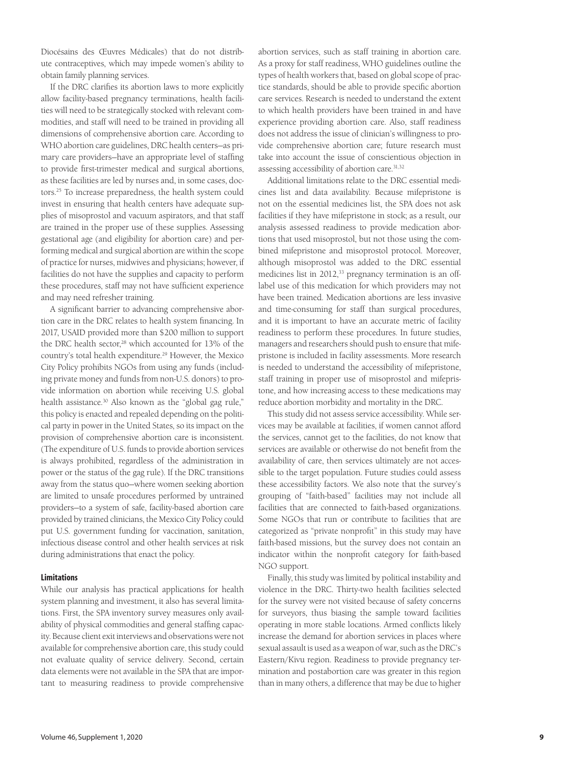Diocésains des Œuvres Médicales) that do not distribute contraceptives, which may impede women's ability to obtain family planning services.

If the DRC clarifies its abortion laws to more explicitly allow facility-based pregnancy terminations, health facilities will need to be strategically stocked with relevant commodities, and staff will need to be trained in providing all dimensions of comprehensive abortion care. According to WHO abortion care guidelines, DRC health centers—as primary care providers—have an appropriate level of staffing to provide first-trimester medical and surgical abortions, as these facilities are led by nurses and, in some cases, doctors.[25] To increase preparedness, the health system could invest in ensuring that health centers have adequate supplies of misoprostol and vacuum aspirators, and that staff are trained in the proper use of these supplies. Assessing gestational age (and eligibility for abortion care) and performing medical and surgical abortion are within the scope of practice for nurses, midwives and physicians; however, if facilities do not have the supplies and capacity to perform these procedures, staff may not have sufficient experience and may need refresher training.

A significant barrier to advancing comprehensive abortion care in the DRC relates to health system financing. In 2017, USAID provided more than $200 million to support the DRC health sector,[28] which accounted for 13% of the country's total health expenditure.[29] However, the Mexico City Policy prohibits NGOs from using any funds (including private money and funds from non-U.S. donors) to provide information on abortion while receiving U.S. global health assistance.[30] Also known as the "global gag rule," this policy is enacted and repealed depending on the political party in power in the United States, so its impact on the provision of comprehensive abortion care is inconsistent. (The expenditure of U.S. funds to provide abortion services is always prohibited, regardless of the administration in power or the status of the gag rule). If the DRC transitions away from the status quo—where women seeking abortion are limited to unsafe procedures performed by untrained providers—to a system of safe, facility-based abortion care provided by trained clinicians, the Mexico City Policy could put U.S. government funding for vaccination, sanitation, infectious disease control and other health services at risk during administrations that enact the policy.

#### Limitations

While our analysis has practical applications for health system planning and investment, it also has several limitations. First, the SPA inventory survey measures only availability of physical commodities and general staffing capacity. Because client exit interviews and observations were not available for comprehensive abortion care, this study could not evaluate quality of service delivery. Second, certain data elements were not available in the SPA that are important to measuring readiness to provide comprehensive abortion services, such as staff training in abortion care. As a proxy for staff readiness, WHO guidelines outline the types of health workers that, based on global scope of practice standards, should be able to provide specific abortion care services. Research is needed to understand the extent to which health providers have been trained in and have experience providing abortion care. Also, staff readiness does not address the issue of clinician's willingness to provide comprehensive abortion care; future research must take into account the issue of conscientious objection in assessing accessibility of abortion care.[31,32]

Additional limitations relate to the DRC essential medicines list and data availability. Because mifepristone is not on the essential medicines list, the SPA does not ask facilities if they have mifepristone in stock; as a result, our analysis assessed readiness to provide medication abortions that used misoprostol, but not those using the combined mifepristone and misoprostol protocol. Moreover, although misoprostol was added to the DRC essential medicines list in 2012,[33] pregnancy termination is an off-label use of this medication for which providers may not have been trained. Medication abortions are less invasive and time-consuming for staff than surgical procedures, and it is important to have an accurate metric of facility readiness to perform these procedures. In future studies, managers and researchers should push to ensure that mifepristone is included in facility assessments. More research is needed to understand the accessibility of mifepristone, staff training in proper use of misoprostol and mifepristone, and how increasing access to these medications may reduce abortion morbidity and mortality in the DRC.

This study did not assess service accessibility. While services may be available at facilities, if women cannot afford the services, cannot get to the facilities, do not know that services are available or otherwise do not benefit from the availability of care, then services ultimately are not accessible to the target population. Future studies could assess these accessibility factors. We also note that the survey's grouping of "faith-based" facilities may not include all facilities that are connected to faith-based organizations. Some NGOs that run or contribute to facilities that are categorized as "private nonprofit" in this study may have faith-based missions, but the survey does not contain an indicator within the nonprofit category for faith-based NGO support.

Finally, this study was limited by political instability and violence in the DRC. Thirty-two health facilities selected for the survey were not visited because of safety concerns for surveyors, thus biasing the sample toward facilities operating in more stable locations. Armed conflicts likely increase the demand for abortion services in places where sexual assault is used as a weapon of war, such as the DRC's Eastern/Kivu region. Readiness to provide pregnancy termination and postabortion care was greater in this region than in many others, a difference that may be due to higher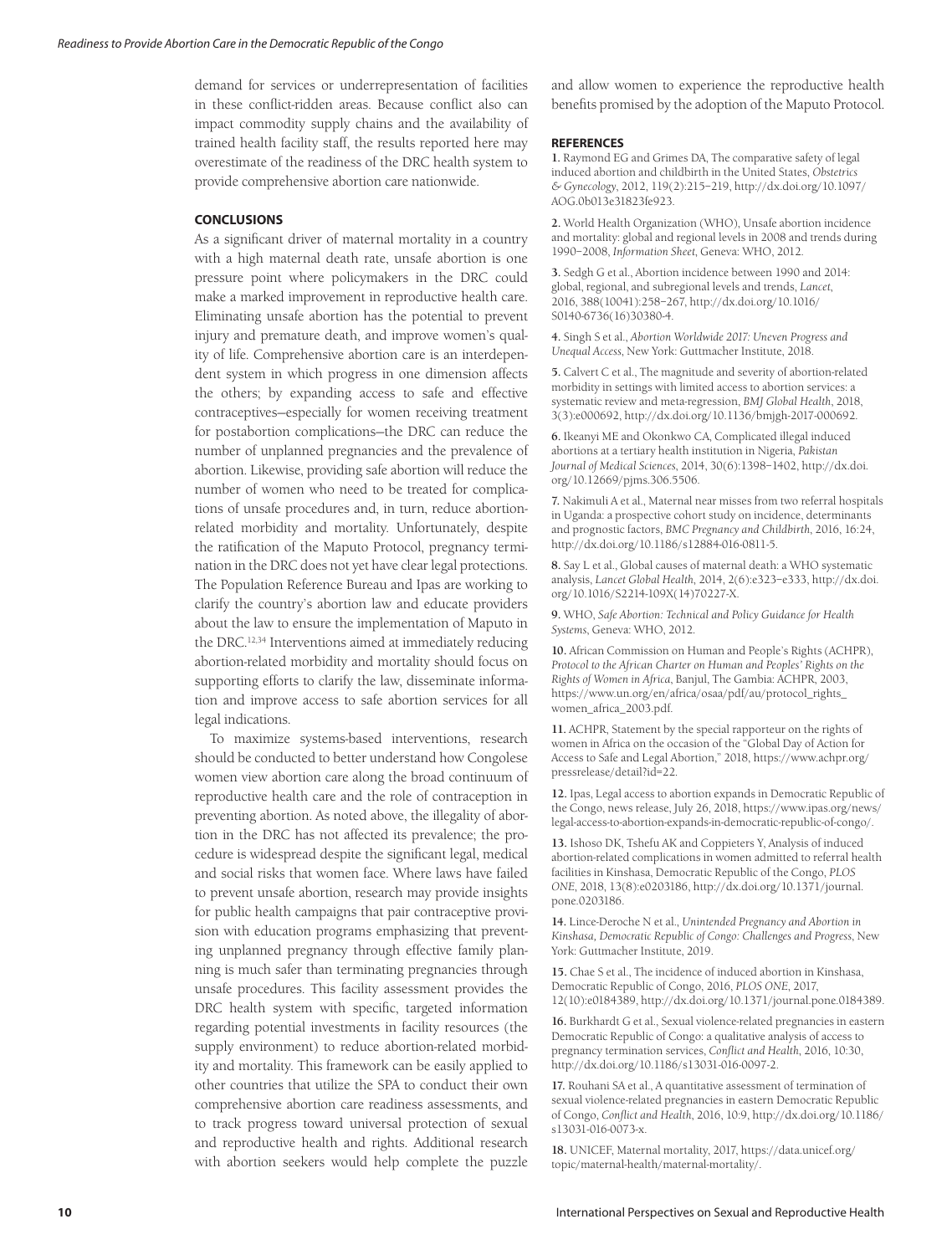demand for services or underrepresentation of facilities in these conflict-ridden areas. Because conflict also can impact commodity supply chains and the availability of trained health facility staff, the results reported here may overestimate of the readiness of the DRC health system to provide comprehensive abortion care nationwide.

## CONCLUSIONS

As a significant driver of maternal mortality in a country with a high maternal death rate, unsafe abortion is one pressure point where policymakers in the DRC could make a marked improvement in reproductive health care. Eliminating unsafe abortion has the potential to prevent injury and premature death, and improve women's quality of life. Comprehensive abortion care is an interdependent system in which progress in one dimension affects the others; by expanding access to safe and effective contraceptives—especially for women receiving treatment for postabortion complications—the DRC can reduce the number of unplanned pregnancies and the prevalence of abortion. Likewise, providing safe abortion will reduce the number of women who need to be treated for complications of unsafe procedures and, in turn, reduce abortion-related morbidity and mortality. Unfortunately, despite the ratification of the Maputo Protocol, pregnancy termination in the DRC does not yet have clear legal protections. The Population Reference Bureau and Ipas are working to clarify the country's abortion law and educate providers about the law to ensure the implementation of Maputo in the DRC.[12,34] Interventions aimed at immediately reducing abortion-related morbidity and mortality should focus on supporting efforts to clarify the law, disseminate information and improve access to safe abortion services for all legal indications.

To maximize systems-based interventions, research should be conducted to better understand how Congolese women view abortion care along the broad continuum of reproductive health care and the role of contraception in preventing abortion. As noted above, the illegality of abortion in the DRC has not affected its prevalence; the procedure is widespread despite the significant legal, medical and social risks that women face. Where laws have failed to prevent unsafe abortion, research may provide insights for public health campaigns that pair contraceptive provision with education programs emphasizing that preventing unplanned pregnancy through effective family planning is much safer than terminating pregnancies through unsafe procedures. This facility assessment provides the DRC health system with specific, targeted information regarding potential investments in facility resources (the supply environment) to reduce abortion-related morbidity and mortality. This framework can be easily applied to other countries that utilize the SPA to conduct their own comprehensive abortion care readiness assessments, and to track progress toward universal protection of sexual and reproductive health and rights. Additional research with abortion seekers would help complete the puzzle and allow women to experience the reproductive health benefits promised by the adoption of the Maputo Protocol.

## REFERENCES

**1.** Raymond EG and Grimes DA, The comparative safety of legal induced abortion and childbirth in the United States, *Obstetrics & Gynecology*, 2012, 119(2):215–219, http://dx.doi.org/10.1097/AOG.0b013e31823fe923.

**2.** World Health Organization (WHO), Unsafe abortion incidence and mortality: global and regional levels in 2008 and trends during 1990–2008, *Information Sheet*, Geneva: WHO, 2012.

**3.** Sedgh G et al., Abortion incidence between 1990 and 2014: global, regional, and subregional levels and trends, *Lancet*, 2016, 388(10041):258–267, http://dx.doi.org/10.1016/S0140-6736(16)30380-4.

**4.** Singh S et al., *Abortion Worldwide 2017: Uneven Progress and Unequal Access*, New York: Guttmacher Institute, 2018.

**5.** Calvert C et al., The magnitude and severity of abortion-related morbidity in settings with limited access to abortion services: a systematic review and meta-regression, *BMJ Global Health*, 2018, 3(3):e000692, http://dx.doi.org/10.1136/bmjgh-2017-000692.

**6.** Ikeanyi ME and Okonkwo CA, Complicated illegal induced abortions at a tertiary health institution in Nigeria, *Pakistan Journal of Medical Sciences*, 2014, 30(6):1398–1402, http://dx.doi.org/10.12669/pjms.306.5506.

**7.** Nakimuli A et al., Maternal near misses from two referral hospitals in Uganda: a prospective cohort study on incidence, determinants and prognostic factors, *BMC Pregnancy and Childbirth*, 2016, 16:24, http://dx.doi.org/10.1186/s12884-016-0811-5.

**8.** Say L et al., Global causes of maternal death: a WHO systematic analysis, *Lancet Global Health*, 2014, 2(6):e323–e333, http://dx.doi.org/10.1016/S2214-109X(14)70227-X.

**9.** WHO, *Safe Abortion: Technical and Policy Guidance for Health Systems*, Geneva: WHO, 2012.

**10.** African Commission on Human and People's Rights (ACHPR), *Protocol to the African Charter on Human and Peoples' Rights on the Rights of Women in Africa*, Banjul, The Gambia: ACHPR, 2003, https://www.un.org/en/africa/osaa/pdf/au/protocol_rights_women_africa_2003.pdf.

**11.** ACHPR, Statement by the special rapporteur on the rights of women in Africa on the occasion of the "Global Day of Action for Access to Safe and Legal Abortion," 2018, https://www.achpr.org/pressrelease/detail?id=22.

**12.** Ipas, Legal access to abortion expands in Democratic Republic of the Congo, news release, July 26, 2018, https://www.ipas.org/news/legal-access-to-abortion-expands-in-democratic-republic-of-congo/.

**13.** Ishoso DK, Tshefu AK and Coppieters Y, Analysis of induced abortion-related complications in women admitted to referral health facilities in Kinshasa, Democratic Republic of the Congo, *PLOS ONE*, 2018, 13(8):e0203186, http://dx.doi.org/10.1371/journal.pone.0203186.

**14.** Lince-Deroche N et al., *Unintended Pregnancy and Abortion in Kinshasa, Democratic Republic of Congo: Challenges and Progress*, New York: Guttmacher Institute, 2019.

**15.** Chae S et al., The incidence of induced abortion in Kinshasa, Democratic Republic of Congo, 2016, *PLOS ONE*, 2017, 12(10):e0184389, http://dx.doi.org/10.1371/journal.pone.0184389.

**16.** Burkhardt G et al., Sexual violence-related pregnancies in eastern Democratic Republic of Congo: a qualitative analysis of access to pregnancy termination services, *Conflict and Health*, 2016, 10:30, http://dx.doi.org/10.1186/s13031-016-0097-2.

**17.** Rouhani SA et al., A quantitative assessment of termination of sexual violence-related pregnancies in eastern Democratic Republic of Congo, *Conflict and Health*, 2016, 10:9, http://dx.doi.org/10.1186/s13031-016-0073-x.

**18.** UNICEF, Maternal mortality, 2017, https://data.unicef.org/topic/maternal-health/maternal-mortality/.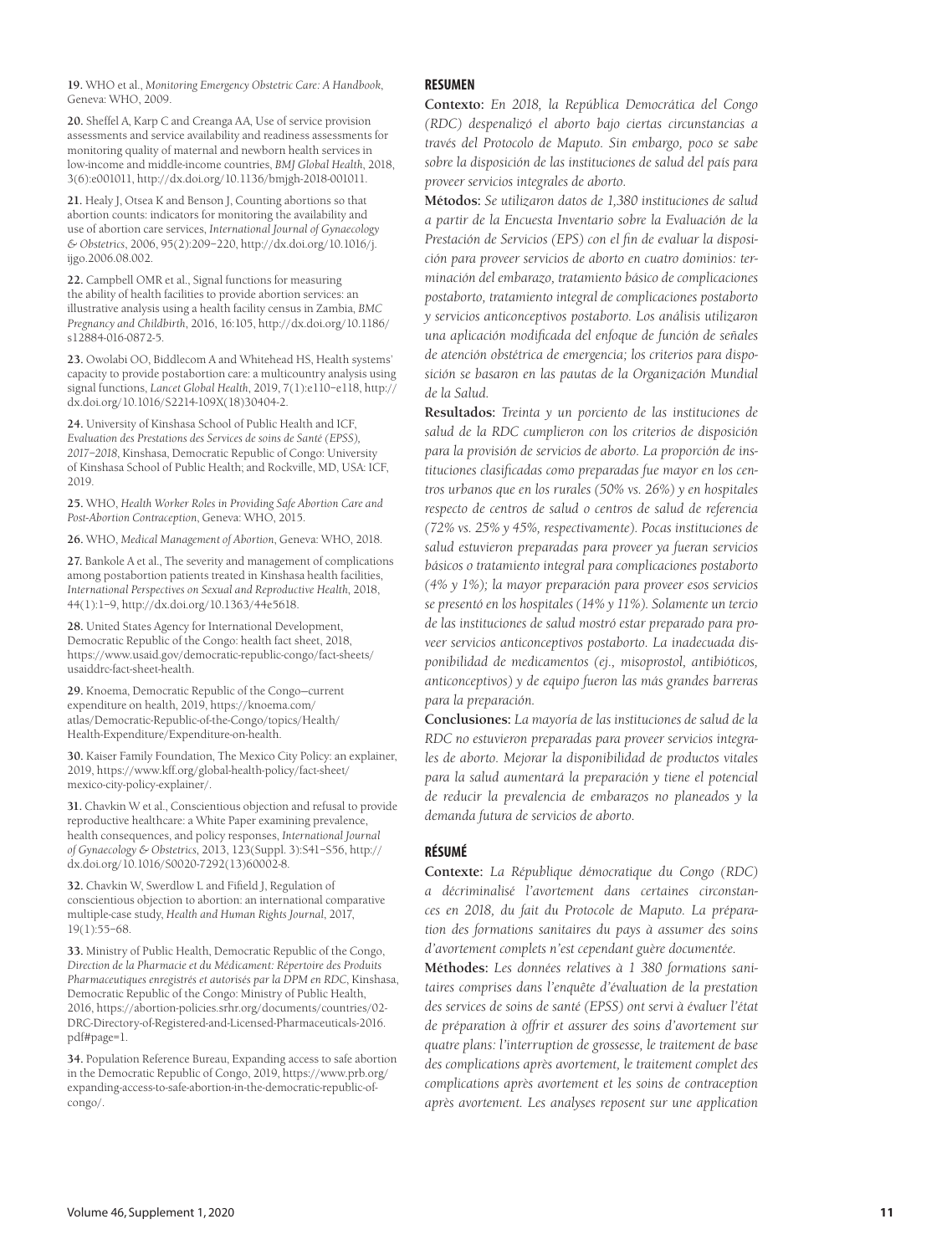**19.** WHO et al., *Monitoring Emergency Obstetric Care: A Handbook*, Geneva: WHO, 2009.

**20.** Sheffel A, Karp C and Creanga AA, Use of service provision assessments and service availability and readiness assessments for monitoring quality of maternal and newborn health services in low-income and middle-income countries, *BMJ Global Health*, 2018, 3(6):e001011, http://dx.doi.org/10.1136/bmjgh-2018-001011.

**21.** Healy J, Otsea K and Benson J, Counting abortions so that abortion counts: indicators for monitoring the availability and use of abortion care services, *International Journal of Gynaecology & Obstetrics*, 2006, 95(2):209–220, http://dx.doi.org/10.1016/j.ijgo.2006.08.002.

**22.** Campbell OMR et al., Signal functions for measuring the ability of health facilities to provide abortion services: an illustrative analysis using a health facility census in Zambia, *BMC Pregnancy and Childbirth*, 2016, 16:105, http://dx.doi.org/10.1186/s12884-016-0872-5.

**23.** Owolabi OO, Biddlecom A and Whitehead HS, Health systems' capacity to provide postabortion care: a multicountry analysis using signal functions, *Lancet Global Health*, 2019, 7(1):e110–e118, http://dx.doi.org/10.1016/S2214-109X(18)30404-2.

**24.** University of Kinshasa School of Public Health and ICF, *Evaluation des Prestations des Services de soins de Santé (EPSS), 2017–2018*, Kinshasa, Democratic Republic of Congo: University of Kinshasa School of Public Health; and Rockville, MD, USA: ICF, 2019.

**25.** WHO, *Health Worker Roles in Providing Safe Abortion Care and Post-Abortion Contraception*, Geneva: WHO, 2015.

**26.** WHO, *Medical Management of Abortion*, Geneva: WHO, 2018.

**27.** Bankole A et al., The severity and management of complications among postabortion patients treated in Kinshasa health facilities, *International Perspectives on Sexual and Reproductive Health*, 2018, 44(1):1–9, http://dx.doi.org/10.1363/44e5618.

**28.** United States Agency for International Development, Democratic Republic of the Congo: health fact sheet, 2018, https://www.usaid.gov/democratic-republic-congo/fact-sheets/usaiddrc-fact-sheet-health.

**29.** Knoema, Democratic Republic of the Congo—current expenditure on health, 2019, https://knoema.com/atlas/Democratic-Republic-of-the-Congo/topics/Health/Health-Expenditure/Expenditure-on-health.

**30.** Kaiser Family Foundation, The Mexico City Policy: an explainer, 2019, https://www.kff.org/global-health-policy/fact-sheet/mexico-city-policy-explainer/.

**31.** Chavkin W et al., Conscientious objection and refusal to provide reproductive healthcare: a White Paper examining prevalence, health consequences, and policy responses, *International Journal of Gynaecology & Obstetrics*, 2013, 123(Suppl. 3):S41–S56, http://dx.doi.org/10.1016/S0020-7292(13)60002-8.

**32.** Chavkin W, Swerdlow L and Fifield J, Regulation of conscientious objection to abortion: an international comparative multiple-case study, *Health and Human Rights Journal*, 2017, 19(1):55–68.

**33.** Ministry of Public Health, Democratic Republic of the Congo, *Direction de la Pharmacie et du Médicament: Répertoire des Produits Pharmaceutiques enregistrés et autorisés par la DPM en RDC*, Kinshasa, Democratic Republic of the Congo: Ministry of Public Health, 2016, https://abortion-policies.srhr.org/documents/countries/02-DRC-Directory-of-Registered-and-Licensed-Pharmaceuticals-2016.pdf#page=1.

**34.** Population Reference Bureau, Expanding access to safe abortion in the Democratic Republic of Congo, 2019, https://www.prb.org/expanding-access-to-safe-abortion-in-the-democratic-republic-of-congo/.

## RESUMEN

**Contexto:** *En 2018, la República Democrática del Congo (RDC) despenalizó el aborto bajo ciertas circunstancias a través del Protocolo de Maputo. Sin embargo, poco se sabe sobre la disposición de las instituciones de salud del país para proveer servicios integrales de aborto.*

**Métodos:** *Se utilizaron datos de 1,380 instituciones de salud a partir de la Encuesta Inventario sobre la Evaluación de la Prestación de Servicios (EPS) con el fin de evaluar la disposición para proveer servicios de aborto en cuatro dominios: terminación del embarazo, tratamiento básico de complicaciones postaborto, tratamiento integral de complicaciones postaborto y servicios anticonceptivos postaborto. Los análisis utilizaron una aplicación modificada del enfoque de función de señales de atención obstétrica de emergencia; los criterios para disposición se basaron en las pautas de la Organización Mundial de la Salud.*

**Resultados:** *Treinta y un porciento de las instituciones de salud de la RDC cumplieron con los criterios de disposición para la provisión de servicios de aborto. La proporción de instituciones clasificadas como preparadas fue mayor en los centros urbanos que en los rurales (50% vs. 26%) y en hospitales respecto de centros de salud o centros de salud de referencia (72% vs. 25% y 45%, respectivamente). Pocas instituciones de salud estuvieron preparadas para proveer ya fueran servicios básicos o tratamiento integral para complicaciones postaborto (4% y 1%); la mayor preparación para proveer esos servicios se presentó en los hospitales (14% y 11%). Solamente un tercio de las instituciones de salud mostró estar preparado para proveer servicios anticonceptivos postaborto. La inadecuada disponibilidad de medicamentos (ej., misoprostol, antibióticos, anticonceptivos) y de equipo fueron las más grandes barreras para la preparación.*

**Conclusiones:** *La mayoría de las instituciones de salud de la RDC no estuvieron preparadas para proveer servicios integrales de aborto. Mejorar la disponibilidad de productos vitales para la salud aumentará la preparación y tiene el potencial de reducir la prevalencia de embarazos no planeados y la demanda futura de servicios de aborto.*

## RÉSUMÉ

**Contexte:** *La République démocratique du Congo (RDC) a décriminalisé l'avortement dans certaines circonstances en 2018, du fait du Protocole de Maputo. La préparation des formations sanitaires du pays à assumer des soins d'avortement complets n'est cependant guère documentée.*

**Méthodes:** *Les données relatives à 1 380 formations sanitaires comprises dans l'enquête d'évaluation de la prestation des services de soins de santé (EPSS) ont servi à évaluer l'état de préparation à offrir et assurer des soins d'avortement sur quatre plans: l'interruption de grossesse, le traitement de base des complications après avortement, le traitement complet des complications après avortement et les soins de contraception après avortement. Les analyses reposent sur une application*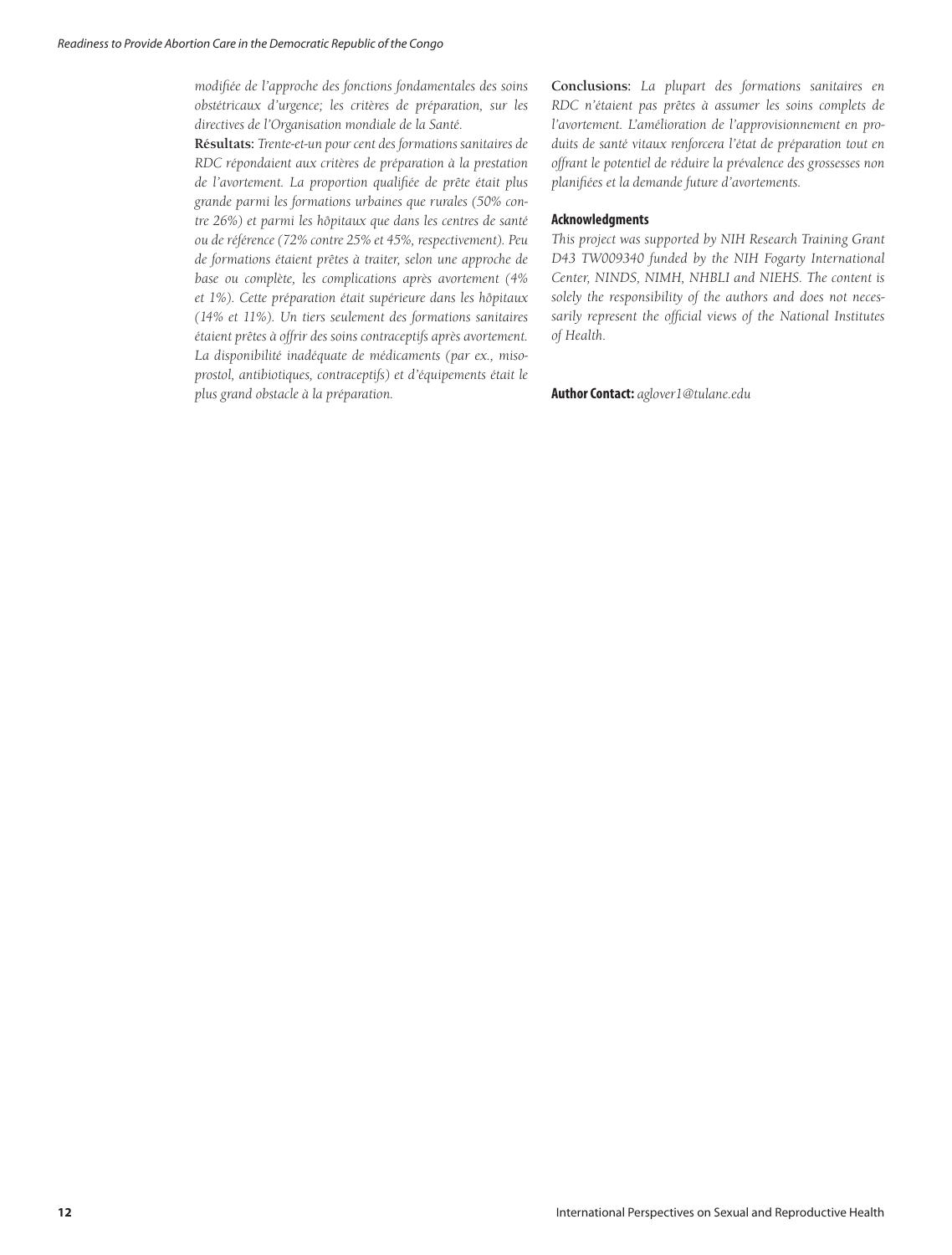*modifiée de l'approche des fonctions fondamentales des soins obstétricaux d'urgence; les critères de préparation, sur les directives de l'Organisation mondiale de la Santé.*

**Résultats:** *Trente-et-un pour cent des formations sanitaires de RDC répondaient aux critères de préparation à la prestation de l'avortement. La proportion qualifiée de prête était plus grande parmi les formations urbaines que rurales (50% contre 26%) et parmi les hôpitaux que dans les centres de santé ou de référence (72% contre 25% et 45%, respectivement). Peu de formations étaient prêtes à traiter, selon une approche de base ou complète, les complications après avortement (4% et 1%). Cette préparation était supérieure dans les hôpitaux (14% et 11%). Un tiers seulement des formations sanitaires étaient prêtes à offrir des soins contraceptifs après avortement. La disponibilité inadéquate de médicaments (par ex., misoprostol, antibiotiques, contraceptifs) et d'équipements était le plus grand obstacle à la préparation.*

**Conclusions:** *La plupart des formations sanitaires en RDC n'étaient pas prêtes à assumer les soins complets de l'avortement. L'amélioration de l'approvisionnement en produits de santé vitaux renforcera l'état de préparation tout en offrant le potentiel de réduire la prévalence des grossesses non planifiées et la demande future d'avortements.*

#### Acknowledgments

*This project was supported by NIH Research Training Grant D43 TW009340 funded by the NIH Fogarty International Center, NINDS, NIMH, NHBLI and NIEHS. The content is solely the responsibility of the authors and does not necessarily represent the official views of the National Institutes of Health.*

**Author Contact:** *aglover1@tulane.edu*